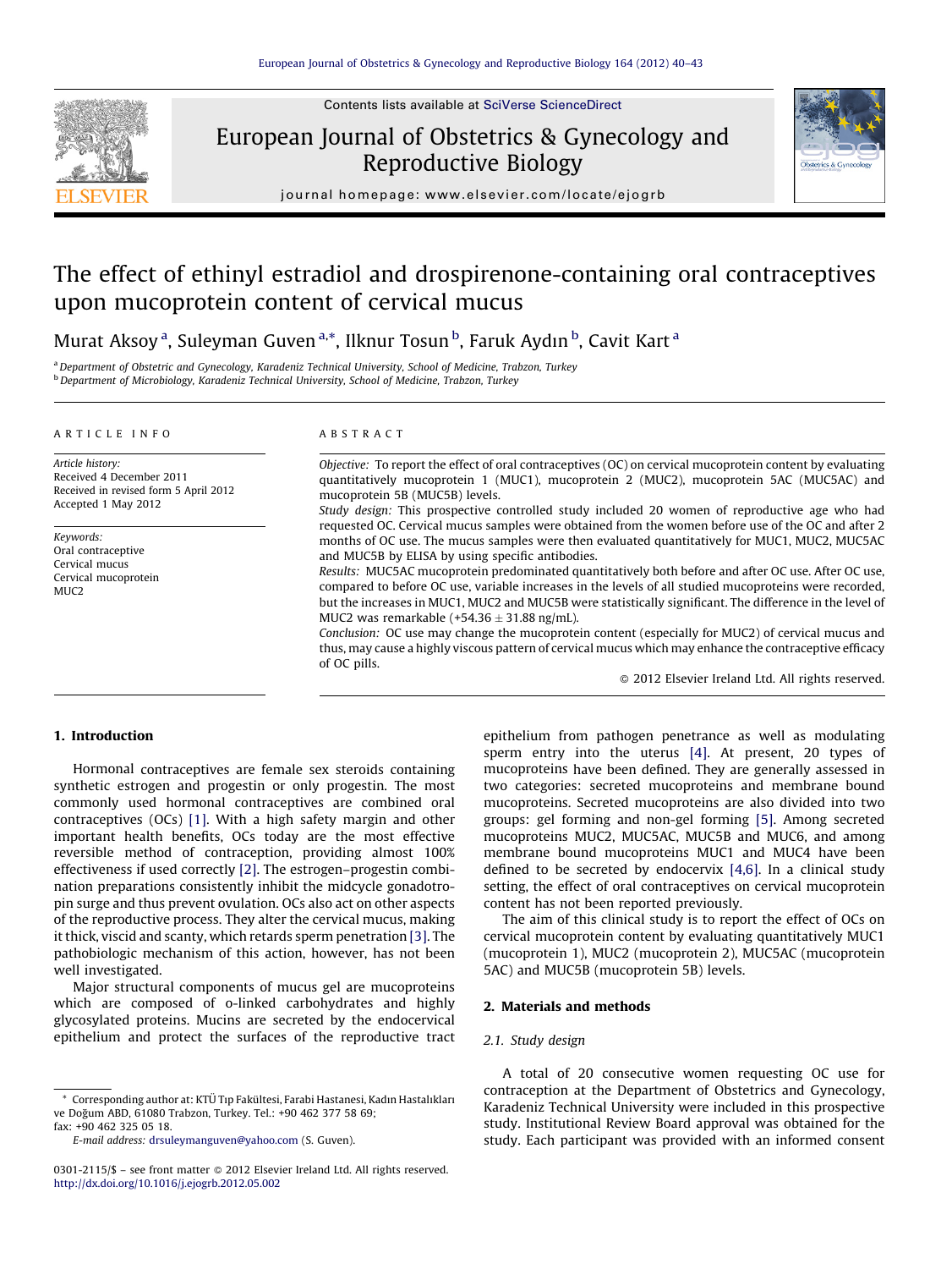# The effect of ethinyl estradiol and drospirenone-containing oral contraceptives upon mucoprotein content of cervical mucus

Murat Aksoy [a], Suleyman Guven [a,*], Ilknur Tosun [b], Faruk Aydın [b], Cavit Kart [a]

[a] Department of Obstetric and Gynecology, Karadeniz Technical University, School of Medicine, Trabzon, Turkey
[b] Department of Microbiology, Karadeniz Technical University, School of Medicine, Trabzon, Turkey

**ARTICLE INFO**

*Article history:*
Received 4 December 2011
Received in revised form 5 April 2012
Accepted 1 May 2012

*Keywords:*
Oral contraceptive
Cervical mucus
Cervical mucoprotein
MUC2

**ABSTRACT**

*Objective:* To report the effect of oral contraceptives (OC) on cervical mucoprotein content by evaluating quantitatively mucoprotein 1 (MUC1), mucoprotein 2 (MUC2), mucoprotein 5AC (MUC5AC) and mucoprotein 5B (MUC5B) levels.

*Study design:* This prospective controlled study included 20 women of reproductive age who had requested OC. Cervical mucus samples were obtained from the women before use of the OC and after 2 months of OC use. The mucus samples were then evaluated quantitatively for MUC1, MUC2, MUC5AC and MUC5B by ELISA by using specific antibodies.

*Results:* MUC5AC mucoprotein predominated quantitatively both before and after OC use. After OC use, compared to before OC use, variable increases in the levels of all studied mucoproteins were recorded, but the increases in MUC1, MUC2 and MUC5B were statistically significant. The difference in the level of MUC2 was remarkable (+54.36 ± 31.88 ng/mL).

*Conclusion:* OC use may change the mucoprotein content (especially for MUC2) of cervical mucus and thus, may cause a highly viscous pattern of cervical mucus which may enhance the contraceptive efficacy of OC pills.

© 2012 Elsevier Ireland Ltd. All rights reserved.

## 1. Introduction

Hormonal contraceptives are female sex steroids containing synthetic estrogen and progestin or only progestin. The most commonly used hormonal contraceptives are combined oral contraceptives (OCs) [1]. With a high safety margin and other important health benefits, OCs today are the most effective reversible method of contraception, providing almost 100% effectiveness if used correctly [2]. The estrogen–progestin combination preparations consistently inhibit the midcycle gonadotropin surge and thus prevent ovulation. OCs also act on other aspects of the reproductive process. They alter the cervical mucus, making it thick, viscid and scanty, which retards sperm penetration [3]. The pathobiologic mechanism of this action, however, has not been well investigated.

Major structural components of mucus gel are mucoproteins which are composed of o-linked carbohydrates and highly glycosylated proteins. Mucins are secreted by the endocervical epithelium and protect the surfaces of the reproductive tract epithelium from pathogen penetrance as well as modulating sperm entry into the uterus [4]. At present, 20 types of mucoproteins have been defined. They are generally assessed in two categories: secreted mucoproteins and membrane bound mucoproteins. Secreted mucoproteins are also divided into two groups: gel forming and non-gel forming [5]. Among secreted mucoproteins MUC2, MUC5AC, MUC5B and MUC6, and among membrane bound mucoproteins MUC1 and MUC4 have been defined to be secreted by endocervix [4,6]. In a clinical study setting, the effect of oral contraceptives on cervical mucoprotein content has not been reported previously.

The aim of this clinical study is to report the effect of OCs on cervical mucoprotein content by evaluating quantitatively MUC1 (mucoprotein 1), MUC2 (mucoprotein 2), MUC5AC (mucoprotein 5AC) and MUC5B (mucoprotein 5B) levels.

## 2. Materials and methods

### 2.1. Study design

A total of 20 consecutive women requesting OC use for contraception at the Department of Obstetrics and Gynecology, Karadeniz Technical University were included in this prospective study. Institutional Review Board approval was obtained for the study. Each participant was provided with an informed consent

* Corresponding author at: KTÜ Tıp Fakültesi, Farabi Hastanesi, Kadın Hastalıkları ve Doğum ABD, 61080 Trabzon, Turkey. Tel.: +90 462 377 58 69; fax: +90 462 325 05 18.
E-mail address: drsuleymanguven@yahoo.com (S. Guven).

0301-2115/$ – see front matter © 2012 Elsevier Ireland Ltd. All rights reserved.
http://dx.doi.org/10.1016/j.ejogrb.2012.05.002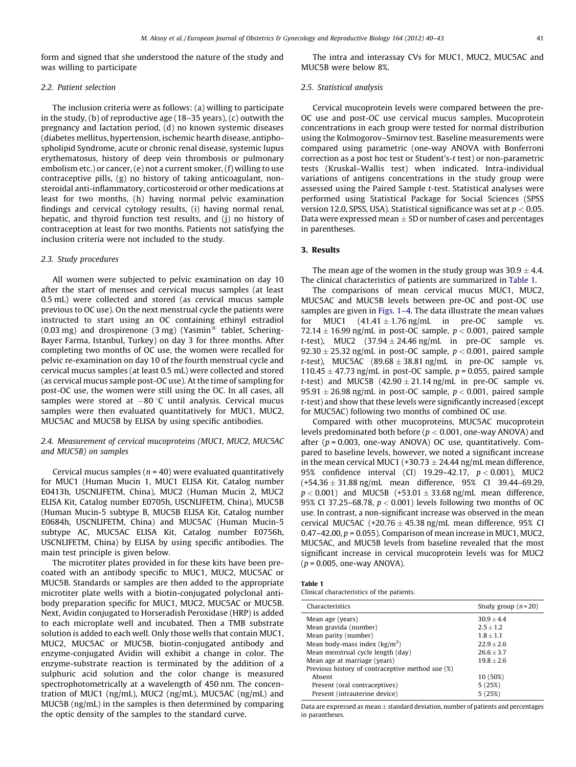form and signed that she understood the nature of the study and was willing to participate

### 2.2. Patient selection

The inclusion criteria were as follows: (a) willing to participate in the study, (b) of reproductive age (18–35 years), (c) outwith the pregnancy and lactation period, (d) no known systemic diseases (diabetes mellitus, hypertension, ischemic hearth disease, antiphospholipid Syndrome, acute or chronic renal disease, systemic lupus erythematosus, history of deep vein thrombosis or pulmonary embolism etc.) or cancer, (e) not a current smoker, (f) willing to use contraceptive pills, (g) no history of taking anticoagulant, nonsteroidal anti-inflammatory, corticosteroid or other medications at least for two months, (h) having normal pelvic examination findings and cervical cytology results, (i) having normal renal, hepatic, and thyroid function test results, and (j) no history of contraception at least for two months. Patients not satisfying the inclusion criteria were not included to the study.

### 2.3. Study procedures

All women were subjected to pelvic examination on day 10 after the start of menses and cervical mucus samples (at least 0.5 mL) were collected and stored (as cervical mucus sample previous to OC use). On the next menstrual cycle the patients were instructed to start using an OC containing ethinyl estradiol (0.03 mg) and drospirenone (3 mg) (Yasmin® tablet, Schering-Bayer Farma, Istanbul, Turkey) on day 3 for three months. After completing two months of OC use, the women were recalled for pelvic re-examination on day 10 of the fourth menstrual cycle and cervical mucus samples (at least 0.5 mL) were collected and stored (as cervical mucus sample post-OC use). At the time of sampling for post-OC use, the women were still using the OC. In all cases, all samples were stored at −80 °C until analysis. Cervical mucus samples were then evaluated quantitatively for MUC1, MUC2, MUC5AC and MUC5B by ELISA by using specific antibodies.

### 2.4. Measurement of cervical mucoproteins (MUC1, MUC2, MUC5AC and MUC5B) on samples

Cervical mucus samples ($n = 40$) were evaluated quantitatively for MUC1 (Human Mucin 1, MUC1 ELISA Kit, Catalog number E0413h, USCNLIFETM, China), MUC2 (Human Mucin 2, MUC2 ELISA Kit, Catalog number E0705h, USCNLIFETM, China), MUC5B (Human Mucin-5 subtype B, MUC5B ELISA Kit, Catalog number E0684h, USCNLIFETM, China) and MUC5AC (Human Mucin-5 subtype AC, MUC5AC ELISA Kit, Catalog number E0756h, USCNLIFETM, China) by ELISA by using specific antibodies. The main test principle is given below.

The microtiter plates provided in for these kits have been precoated with an antibody specific to MUC1, MUC2, MUC5AC or MUC5B. Standards or samples are then added to the appropriate microtiter plate wells with a biotin-conjugated polyclonal antibody preparation specific for MUC1, MUC2, MUC5AC or MUC5B. Next, Avidin conjugated to Horseradish Peroxidase (HRP) is added to each microplate well and incubated. Then a TMB substrate solution is added to each well. Only those wells that contain MUC1, MUC2, MUC5AC or MUC5B, biotin-conjugated antibody and enzyme-conjugated Avidin will exhibit a change in color. The enzyme-substrate reaction is terminated by the addition of a sulphuric acid solution and the color change is measured spectrophotometrically at a wavelength of 450 nm. The concentration of MUC1 (ng/mL), MUC2 (ng/mL), MUC5AC (ng/mL) and MUC5B (ng/mL) in the samples is then determined by comparing the optic density of the samples to the standard curve.

The intra and interassay CVs for MUC1, MUC2, MUC5AC and MUC5B were below 8%.

### 2.5. Statistical analysis

Cervical mucoprotein levels were compared between the pre-OC use and post-OC use cervical mucus samples. Mucoprotein concentrations in each group were tested for normal distribution using the Kolmogorov–Smirnov test. Baseline measurements were compared using parametric (one-way ANOVA with Bonferroni correction as a post hoc test or Student's-*t* test) or non-parametric tests (Kruskal–Wallis test) when indicated. Intra-individual variations of antigens concentrations in the study group were assessed using the Paired Sample *t*-test. Statistical analyses were performed using Statistical Package for Social Sciences (SPSS version 12.0, SPSS, USA). Statistical significance was set at $p < 0.05$. Data were expressed mean ± SD or number of cases and percentages in parentheses.

## 3. Results

The mean age of the women in the study group was 30.9 ± 4.4. The clinical characteristics of patients are summarized in Table 1.

The comparisons of mean cervical mucus MUC1, MUC2, MUC5AC and MUC5B levels between pre-OC and post-OC use samples are given in Figs. 1–4. The data illustrate the mean values for MUC1 (41.41 ± 1.76 ng/mL in pre-OC sample vs. 72.14 ± 16.99 ng/mL in post-OC sample, $p < 0.001$, paired sample *t*-test), MUC2 (37.94 ± 24.46 ng/mL in pre-OC sample vs. 92.30 ± 25.32 ng/mL in post-OC sample, $p < 0.001$, paired sample *t*-test), MUC5AC (89.68 ± 38.81 ng/mL in pre-OC sample vs. 110.45 ± 47.73 ng/mL in post-OC sample, $p = 0.055$, paired sample *t*-test) and MUC5B (42.90 ± 21.14 ng/mL in pre-OC sample vs. 95.91 ± 26.98 ng/mL in post-OC sample, $p < 0.001$, paired sample *t*-test) and show that these levels were significantly increased (except for MUC5AC) following two months of combined OC use.

Compared with other mucoproteins, MUC5AC mucoprotein levels predominated both before ($p < 0.001$, one-way ANOVA) and after ($p = 0.003$, one-way ANOVA) OC use, quantitatively. Compared to baseline levels, however, we noted a significant increase in the mean cervical MUC1 (+30.73 ± 24.44 ng/mL mean difference, 95% confidence interval (CI) 19.29–42.17, $p < 0.001$), MUC2 (+54.36 ± 31.88 ng/mL mean difference, 95% CI 39.44–69.29, $p < 0.001$) and MUC5B (+53.01 ± 33.68 ng/mL mean difference, 95% CI 37.25–68.78, $p < 0.001$) levels following two months of OC use. In contrast, a non-significant increase was observed in the mean cervical MUC5AC (+20.76 ± 45.38 ng/mL mean difference, 95% CI 0.47–42.00, $p = 0.055$). Comparison of mean increase in MUC1, MUC2, MUC5AC, and MUC5B levels from baseline revealed that the most significant increase in cervical mucoprotein levels was for MUC2 ($p = 0.005$, one-way ANOVA).

**Table 1**
Clinical characteristics of the patients.

| Characteristics | Study group ($n = 20$) |
|---|---|
| Mean age (years) | 30.9 ± 4.4 |
| Mean gravida (number) | 2.5 ± 1.2 |
| Mean parity (number) | 1.8 ± 1.1 |
| Mean body-mass index (kg/m$^2$) | 22.9 ± 2.6 |
| Mean menstrual cycle length (day) | 26.6 ± 3.7 |
| Mean age at marriage (years) | 19.8 ± 2.6 |
| Previous history of contraceptive method use (%) | |
| Absent | 10 (50%) |
| Present (oral contraceptives) | 5 (25%) |
| Present (intrauterine device) | 5 (25%) |

Data are expressed as mean ± standard deviation, number of patients and percentages in parantheses.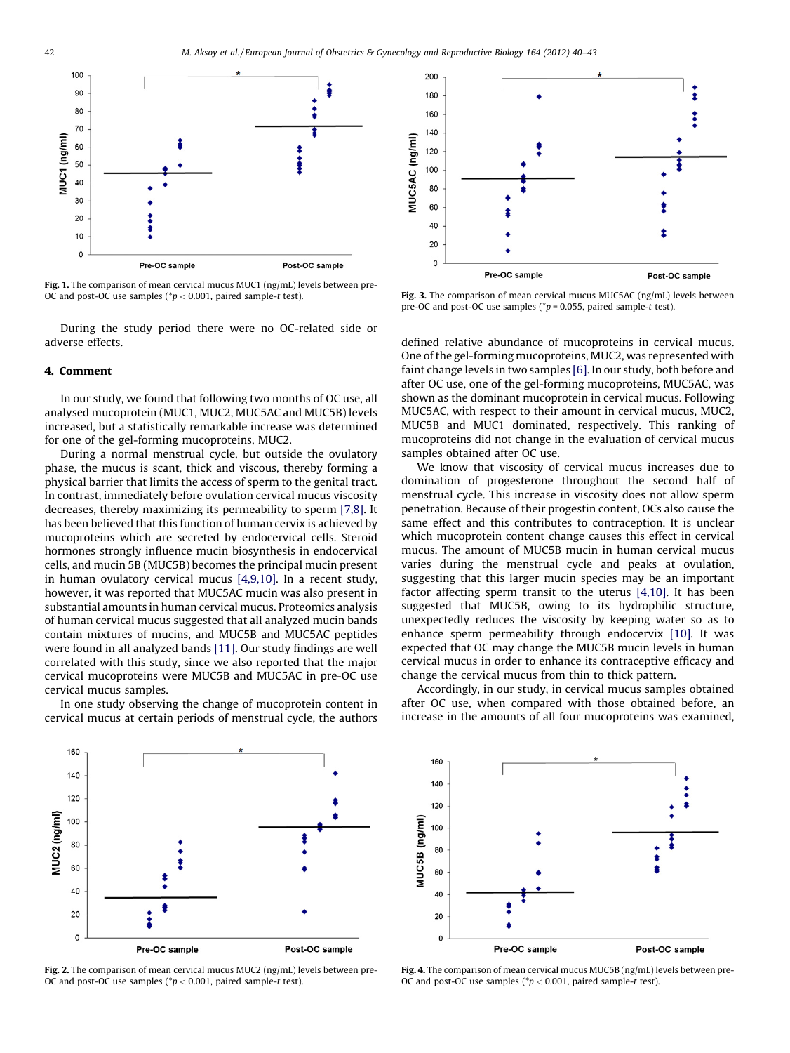Fig. 1. The comparison of mean cervical mucus MUC1 (ng/mL) levels between pre-OC and post-OC use samples (* $p < 0.001$, paired sample-$t$ test).

Fig. 3. The comparison of mean cervical mucus MUC5AC (ng/mL) levels between pre-OC and post-OC use samples (* $p = 0.055$, paired sample-$t$ test).

During the study period there were no OC-related side or adverse effects.

## 4. Comment

In our study, we found that following two months of OC use, all analysed mucoprotein (MUC1, MUC2, MUC5AC and MUC5B) levels increased, but a statistically remarkable increase was determined for one of the gel-forming mucoproteins, MUC2.

During a normal menstrual cycle, but outside the ovulatory phase, the mucus is scant, thick and viscous, thereby forming a physical barrier that limits the access of sperm to the genital tract. In contrast, immediately before ovulation cervical mucus viscosity decreases, thereby maximizing its permeability to sperm [7,8]. It has been believed that this function of human cervix is achieved by mucoproteins which are secreted by endocervical cells. Steroid hormones strongly influence mucin biosynthesis in endocervical cells, and mucin 5B (MUC5B) becomes the principal mucin present in human ovulatory cervical mucus [4,9,10]. In a recent study, however, it was reported that MUC5AC mucin was also present in substantial amounts in human cervical mucus. Proteomics analysis of human cervical mucus suggested that all analyzed mucin bands contain mixtures of mucins, and MUC5B and MUC5AC peptides were found in all analyzed bands [11]. Our study findings are well correlated with this study, since we also reported that the major cervical mucoproteins were MUC5B and MUC5AC in pre-OC use cervical mucus samples.

In one study observing the change of mucoprotein content in cervical mucus at certain periods of menstrual cycle, the authors defined relative abundance of mucoproteins in cervical mucus. One of the gel-forming mucoproteins, MUC2, was represented with faint change levels in two samples [6]. In our study, both before and after OC use, one of the gel-forming mucoproteins, MUC5AC, was shown as the dominant mucoprotein in cervical mucus. Following MUC5AC, with respect to their amount in cervical mucus, MUC2, MUC5B and MUC1 dominated, respectively. This ranking of mucoproteins did not change in the evaluation of cervical mucus samples obtained after OC use.

We know that viscosity of cervical mucus increases due to domination of progesterone throughout the second half of menstrual cycle. This increase in viscosity does not allow sperm penetration. Because of their progestin content, OCs also cause the same effect and this contributes to contraception. It is unclear which mucoprotein content change causes this effect in cervical mucus. The amount of MUC5B mucin in human cervical mucus varies during the menstrual cycle and peaks at ovulation, suggesting that this larger mucin species may be an important factor affecting sperm transit to the uterus [4,10]. It has been suggested that MUC5B, owing to its hydrophilic structure, unexpectedly reduces the viscosity by keeping water so as to enhance sperm permeability through endocervix [10]. It was expected that OC may change the MUC5B mucin levels in human cervical mucus in order to enhance its contraceptive efficacy and change the cervical mucus from thin to thick pattern.

Accordingly, in our study, in cervical mucus samples obtained after OC use, when compared with those obtained before, an increase in the amounts of all four mucoproteins was examined,

Fig. 2. The comparison of mean cervical mucus MUC2 (ng/mL) levels between pre-OC and post-OC use samples (* $p < 0.001$, paired sample-$t$ test).

Fig. 4. The comparison of mean cervical mucus MUC5B (ng/mL) levels between pre-OC and post-OC use samples (* $p < 0.001$, paired sample-$t$ test).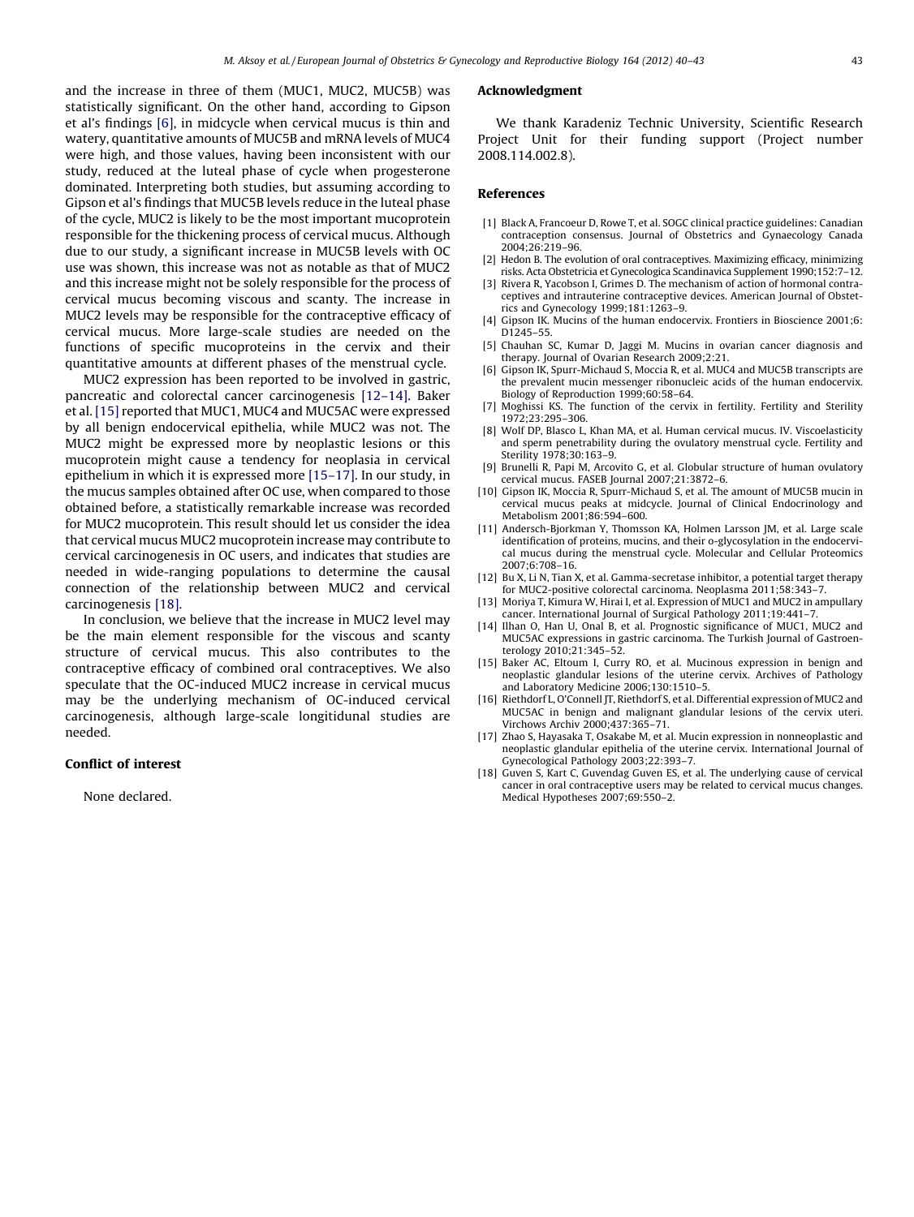and the increase in three of them (MUC1, MUC2, MUC5B) was statistically significant. On the other hand, according to Gipson et al's findings [6], in midcycle when cervical mucus is thin and watery, quantitative amounts of MUC5B and mRNA levels of MUC4 were high, and those values, having been inconsistent with our study, reduced at the luteal phase of cycle when progesterone dominated. Interpreting both studies, but assuming according to Gipson et al's findings that MUC5B levels reduce in the luteal phase of the cycle, MUC2 is likely to be the most important mucoprotein responsible for the thickening process of cervical mucus. Although due to our study, a significant increase in MUC5B levels with OC use was shown, this increase was not as notable as that of MUC2 and this increase might not be solely responsible for the process of cervical mucus becoming viscous and scanty. The increase in MUC2 levels may be responsible for the contraceptive efficacy of cervical mucus. More large-scale studies are needed on the functions of specific mucoproteins in the cervix and their quantitative amounts at different phases of the menstrual cycle.

MUC2 expression has been reported to be involved in gastric, pancreatic and colorectal cancer carcinogenesis [12–14]. Baker et al. [15] reported that MUC1, MUC4 and MUC5AC were expressed by all benign endocervical epithelia, while MUC2 was not. The MUC2 might be expressed more by neoplastic lesions or this mucoprotein might cause a tendency for neoplasia in cervical epithelium in which it is expressed more [15–17]. In our study, in the mucus samples obtained after OC use, when compared to those obtained before, a statistically remarkable increase was recorded for MUC2 mucoprotein. This result should let us consider the idea that cervical mucus MUC2 mucoprotein increase may contribute to cervical carcinogenesis in OC users, and indicates that studies are needed in wide-ranging populations to determine the causal connection of the relationship between MUC2 and cervical carcinogenesis [18].

In conclusion, we believe that the increase in MUC2 level may be the main element responsible for the viscous and scanty structure of cervical mucus. This also contributes to the contraceptive efficacy of combined oral contraceptives. We also speculate that the OC-induced MUC2 increase in cervical mucus may be the underlying mechanism of OC-induced cervical carcinogenesis, although large-scale longitidunal studies are needed.

## Conflict of interest

None declared.

## Acknowledgment

We thank Karadeniz Technic University, Scientific Research Project Unit for their funding support (Project number 2008.114.002.8).

## References

[1] Black A, Francoeur D, Rowe T, et al. SOGC clinical practice guidelines: Canadian contraception consensus. Journal of Obstetrics and Gynaecology Canada 2004;26:219–96.

[2] Hedon B. The evolution of oral contraceptives. Maximizing efficacy, minimizing risks. Acta Obstetricia et Gynecologica Scandinavica Supplement 1990;152:7–12.

[3] Rivera R, Yacobson I, Grimes D. The mechanism of action of hormonal contraceptives and intrauterine contraceptive devices. American Journal of Obstetrics and Gynecology 1999;181:1263–9.

[4] Gipson IK. Mucins of the human endocervix. Frontiers in Bioscience 2001;6: D1245–55.

[5] Chauhan SC, Kumar D, Jaggi M. Mucins in ovarian cancer diagnosis and therapy. Journal of Ovarian Research 2009;2:21.

[6] Gipson IK, Spurr-Michaud S, Moccia R, et al. MUC4 and MUC5B transcripts are the prevalent mucin messenger ribonucleic acids of the human endocervix. Biology of Reproduction 1999;60:58–64.

[7] Moghissi KS. The function of the cervix in fertility. Fertility and Sterility 1972;23:295–306.

[8] Wolf DP, Blasco L, Khan MA, et al. Human cervical mucus. IV. Viscoelasticity and sperm penetrability during the ovulatory menstrual cycle. Fertility and Sterility 1978;30:163–9.

[9] Brunelli R, Papi M, Arcovito G, et al. Globular structure of human ovulatory cervical mucus. FASEB Journal 2007;21:3872–6.

[10] Gipson IK, Moccia R, Spurr-Michaud S, et al. The amount of MUC5B mucin in cervical mucus peaks at midcycle. Journal of Clinical Endocrinology and Metabolism 2001;86:594–600.

[11] Andersch-Bjorkman Y, Thomsson KA, Holmen Larsson JM, et al. Large scale identification of proteins, mucins, and their o-glycosylation in the endocervical mucus during the menstrual cycle. Molecular and Cellular Proteomics 2007;6:708–16.

[12] Bu X, Li N, Tian X, et al. Gamma-secretase inhibitor, a potential target therapy for MUC2-positive colorectal carcinoma. Neoplasma 2011;58:343–7.

[13] Moriya T, Kimura W, Hirai I, et al. Expression of MUC1 and MUC2 in ampullary cancer. International Journal of Surgical Pathology 2011;19:441–7.

[14] Ilhan O, Han U, Onal B, et al. Prognostic significance of MUC1, MUC2 and MUC5AC expressions in gastric carcinoma. The Turkish Journal of Gastroenterology 2010;21:345–52.

[15] Baker AC, Eltoum I, Curry RO, et al. Mucinous expression in benign and neoplastic glandular lesions of the uterine cervix. Archives of Pathology and Laboratory Medicine 2006;130:1510–5.

[16] Riethdorf L, O'Connell JT, Riethdorf S, et al. Differential expression of MUC2 and MUC5AC in benign and malignant glandular lesions of the cervix uteri. Virchows Archiv 2000;437:365–71.

[17] Zhao S, Hayasaka T, Osakabe M, et al. Mucin expression in nonneoplastic and neoplastic glandular epithelia of the uterine cervix. International Journal of Gynecological Pathology 2003;22:393–7.

[18] Guven S, Kart C, Guvendag Guven ES, et al. The underlying cause of cervical cancer in oral contraceptive users may be related to cervical mucus changes. Medical Hypotheses 2007;69:550–2.